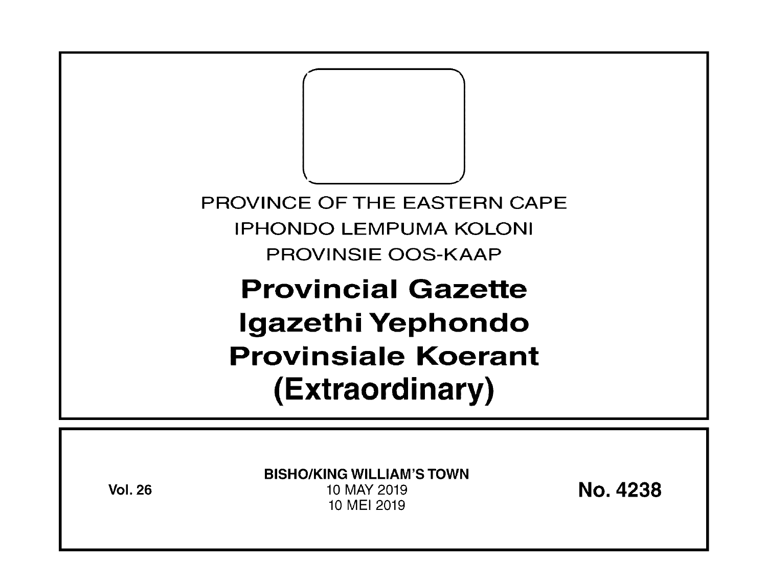PROVINCE OF THE EASTERN CAPE

IPHONDO LEMPUMA KOLONI

PROVINSIE OOS-KAAP

# Provincial Gazette
# Igazethi Yephondo
# Provinsiale Koerant
# (Extraordinary)

**Vol. 26**

**BISHO/KING WILLIAM'S TOWN**

10 MAY 2019

10 MEI 2019

**No. 4238**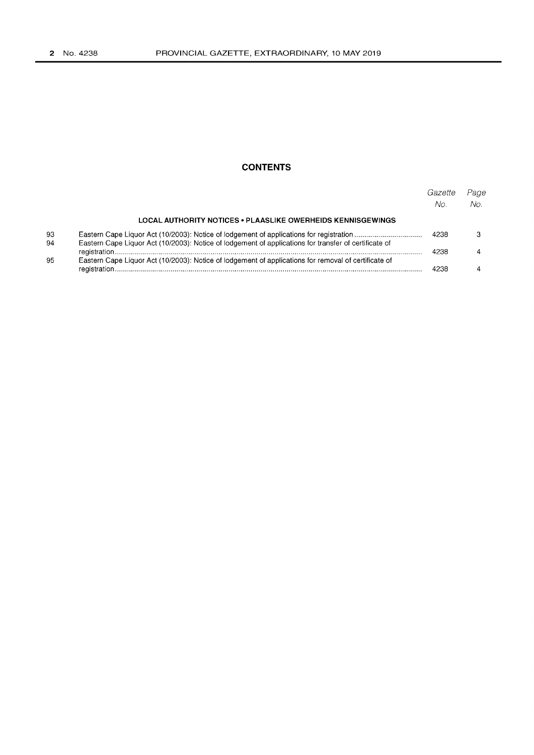## CONTENTS

| | | Gazette No. | Page No. |
|---|---|---|---|
| | **LOCAL AUTHORITY NOTICES • PLAASLIKE OWERHEIDS KENNISGEWINGS** | | |
| 93 | Eastern Cape Liquor Act (10/2003): Notice of lodgement of applications for registration | 4238 | 3 |
| 94 | Eastern Cape Liquor Act (10/2003): Notice of lodgement of applications for transfer of certificate of registration | 4238 | 4 |
| 95 | Eastern Cape Liquor Act (10/2003): Notice of lodgement of applications for removal of certificate of registration | 4238 | 4 |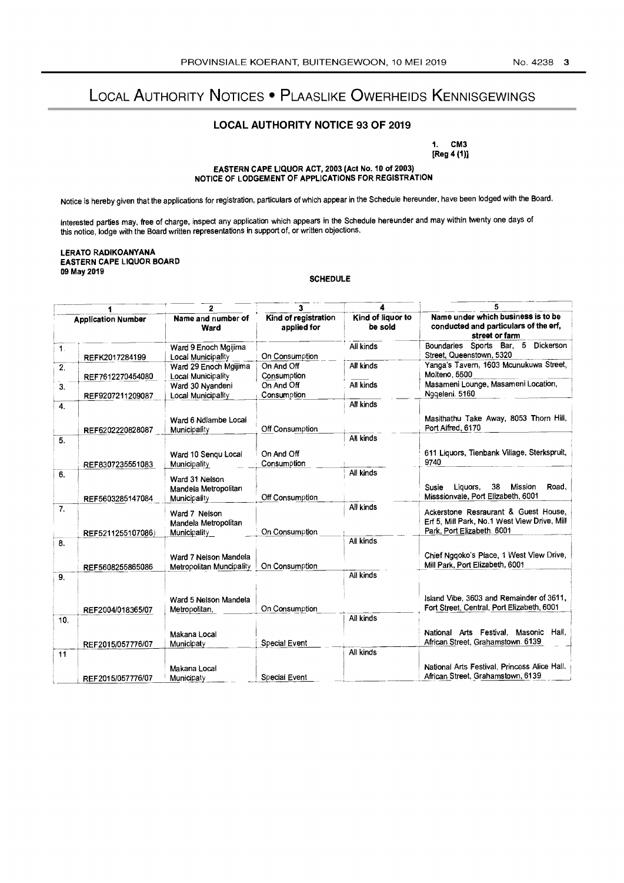# LOCAL AUTHORITY NOTICES • PLAASLIKE OWERHEIDS KENNISGEWINGS

## LOCAL AUTHORITY NOTICE 93 OF 2019

**1. CM3**
**[Reg 4 (1)]**

**EASTERN CAPE LIQUOR ACT, 2003 (Act No. 10 of 2003)**
**NOTICE OF LODGEMENT OF APPLICATIONS FOR REGISTRATION**

Notice is hereby given that the applications for registration, particulars of which appear in the Schedule hereunder, have been lodged with the Board.

Interested parties may, free of charge, inspect any application which appears in the Schedule hereunder and may within twenty one days of this notice, lodge with the Board written representations in support of, or written objections.

**LERATO RADIKOANYANA**
**EASTERN CAPE LIQUOR BOARD**
**09 May 2019**

**SCHEDULE**

| 1 | | 2 | 3 | 4 | 5 |
|---|---|---|---|---|---|
| **Application Number** | | **Name and number of Ward** | **Kind of registration applied for** | **Kind of liquor to be sold** | **Name under which business is to be conducted and particulars of the erf, street or farm** |
| 1. | REFK2017284199 | Ward 9 Enoch Mgijima Local Municipality | On Consumption | All kinds | Boundaries Sports Bar, 5 Dickerson Street, Queenstown, 5320 |
| 2. | REF7612270454080 | Ward 29 Enoch Mgijima Local Municipality | On And Off Consumption | All kinds | Yanga's Tavern, 1603 Mcunukuwa Street, Molteno, 5500 |
| 3. | REF9207211209087 | Ward 30 Nyandeni Local Municipality | On And Off Consumption | All kinds | Masameni Lounge, Masameni Location, Ngqeleni. 5160 |
| 4. | REF6202220828087 | Ward 6 Ndlambe Local Municipality | Off Consumption | All kinds | Masithathu Take Away, 8053 Thorn Hill, Port Alfred, 6170 |
| 5. | REF8307235551083 | Ward 10 Senqu Local Municipality | On And Off Consumption | All kinds | 611 Liquors, Tienbank Village, Sterkspruit, 9740 |
| 6. | REF5603285147084 | Ward 31 Nelson Mandela Metropolitan Municipality | Off Consumption | All kinds | Susie Liquors, 38 Mission Road, Misssionvale, Port Elizabeth, 6001 |
| 7. | REF5211255107086) | Ward 7 Nelson Mandela Metropolitan Municipality | On Consumption | All kinds | Ackerstone Resraurant & Guest House, Erf 5, Mill Park, No.1 West View Drive, Mill Park, Port Elizabeth. 6001 |
| 8. | REF5608255865086 | Ward 7 Nelson Mandela Metropolitan Muncipality | On Consumption | All kinds | Chief Ngqoko's Place, 1 West View Drive, Mill Park, Port Elizabeth, 6001 |
| 9. | REF2004/018365/07 | Ward 5 Nelson Mandela Metropolitan, | On Consumption | All kinds | Island Vibe, 3603 and Remainder of 3611, Fort Street, Central, Port Elizabeth, 6001 |
| 10. | REF2015/057776/07 | Makana Local Municipaty | Special Event | All kinds | National Arts Festival, Masonic Hall, African Street, Grahamstown. 6139 |
| 11 | REF2015/057776/07 | Makana Local Municipaty | Special Event | All kinds | National Arts Festival, Princess Alice Hall, African Street, Grahamstown, 6139 |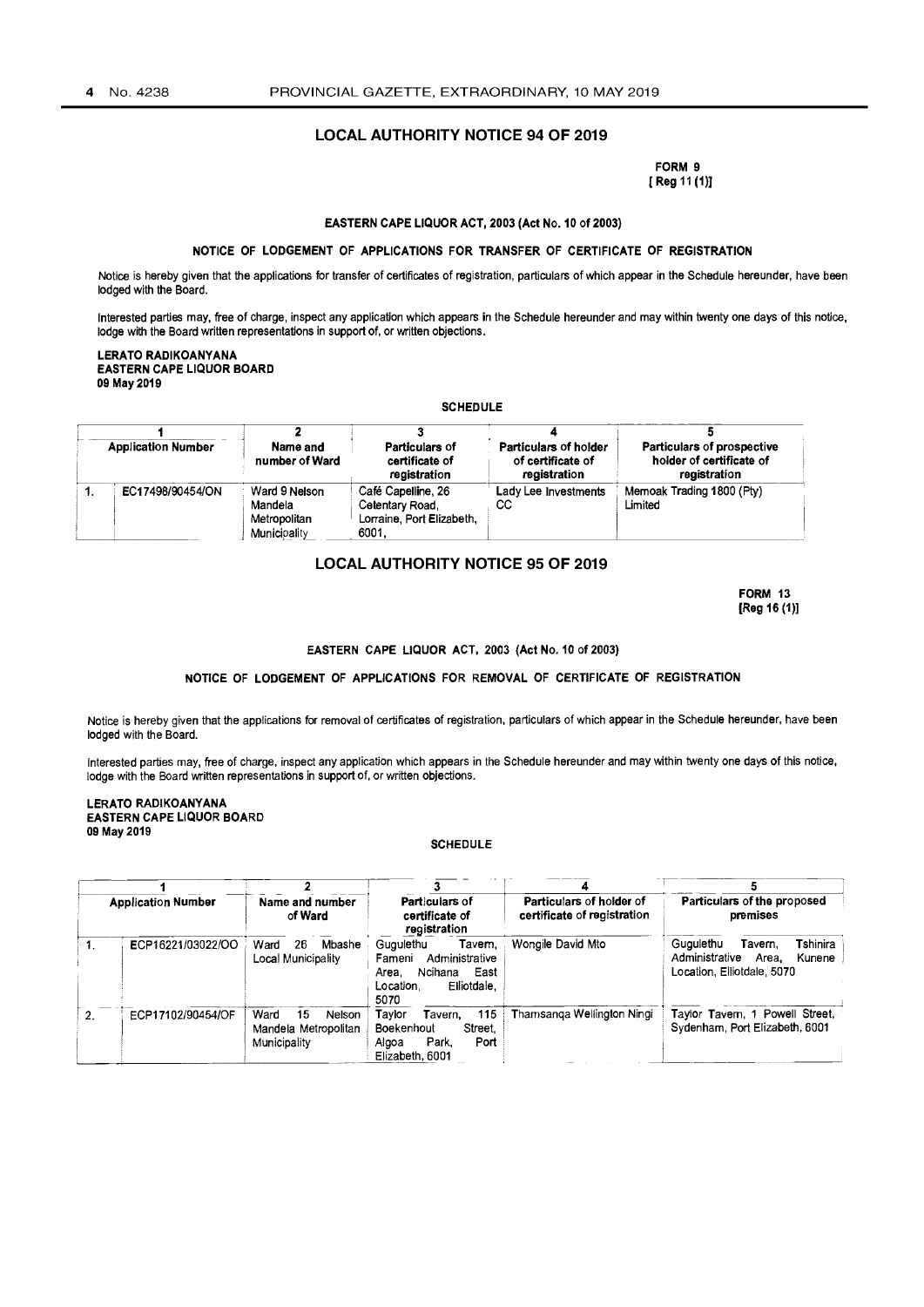## LOCAL AUTHORITY NOTICE 94 OF 2019

**FORM 9**
**[ Reg 11 (1)]**

**EASTERN CAPE LIQUOR ACT, 2003 (Act No. 10 of 2003)**

**NOTICE OF LODGEMENT OF APPLICATIONS FOR TRANSFER OF CERTIFICATE OF REGISTRATION**

Notice is hereby given that the applications for transfer of certificates of registration, particulars of which appear in the Schedule hereunder, have been lodged with the Board.

Interested parties may, free of charge, inspect any application which appears in the Schedule hereunder and may within twenty one days of this notice, lodge with the Board written representations in support of, or written objections.

**LERATO RADIKOANYANA**
**EASTERN CAPE LIQUOR BOARD**
**09 May 2019**

**SCHEDULE**

| | 1 | 2 | 3 | 4 | 5 |
|---|---|---|---|---|---|
| | **Application Number** | **Name and number of Ward** | **Particulars of certificate of registration** | **Particulars of holder of certificate of registration** | **Particulars of prospective holder of certificate of registration** |
| 1. | EC17498/90454/ON | Ward 9 Nelson Mandela Metropolitan Municipality | Café Capelline, 26 Cetentary Road, Lorraine, Port Elizabeth, 6001, | Lady Lee Investments CC | Memoak Trading 1800 (Pty) Limited |

## LOCAL AUTHORITY NOTICE 95 OF 2019

**FORM 13**
**[Reg 16 (1)]**

**EASTERN CAPE LIQUOR ACT, 2003 (Act No. 10 of 2003)**

**NOTICE OF LODGEMENT OF APPLICATIONS FOR REMOVAL OF CERTIFICATE OF REGISTRATION**

Notice is hereby given that the applications for removal of certificates of registration, particulars of which appear in the Schedule hereunder, have been lodged with the Board.

Interested parties may, free of charge, inspect any application which appears in the Schedule hereunder and may within twenty one days of this notice, lodge with the Board written representations in support of, or written objections.

**LERATO RADIKOANYANA**
**EASTERN CAPE LIQUOR BOARD**
**09 May 2019**

**SCHEDULE**

| | 1 | 2 | 3 | 4 | 5 |
|---|---|---|---|---|---|
| | **Application Number** | **Name and number of Ward** | **Particulars of certificate of registration** | **Particulars of holder of certificate of registration** | **Particulars of the proposed premises** |
| 1. | ECP16221/03022/OO | Ward 26 Mbashe Local Municipality | Gugulethu Tavern, Fameni Administrative Area, Ncihana East Location, Elliotdale, 5070 | Wongile David Mto | Gugulethu Tavern, Tshinira Administrative Area, Kunene Location, Elliotdale, 5070 |
| 2. | ECP17102/90454/OF | Ward 15 Nelson Mandela Metropolitan Municipality | Taylor Tavern, 115 Boekenhout Street, Algoa Park, Port Elizabeth, 6001 | Thamsanqa Wellington Ningi | Taylor Tavern, 1 Powell Street, Sydenham, Port Elizabeth, 6001 |